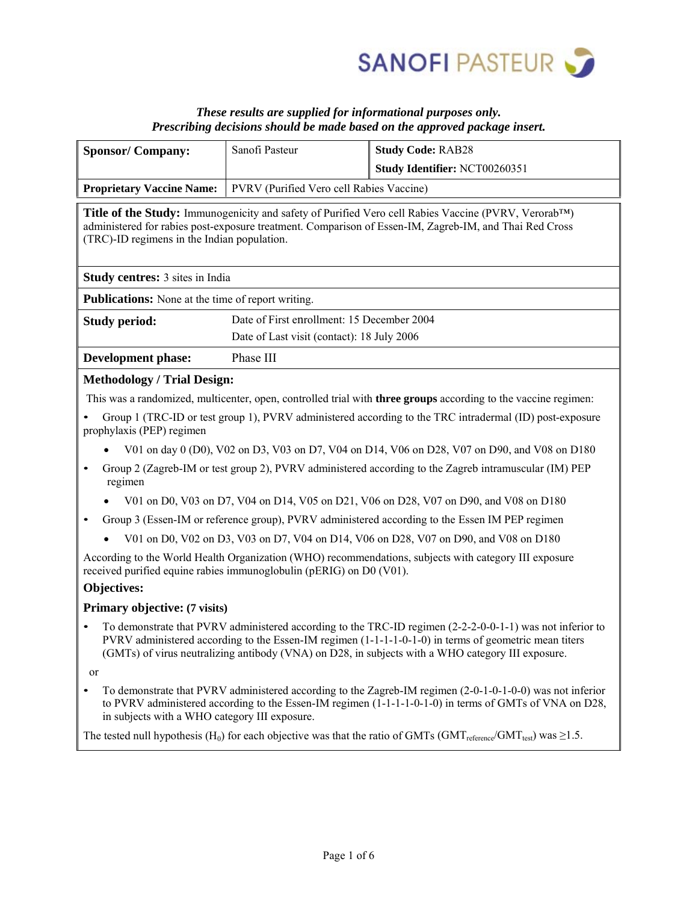*These results are supplied for informational purposes only.*
*Prescribing decisions should be made based on the approved package insert.*

| **Sponsor/ Company:** | Sanofi Pasteur | **Study Code:** RAB28 |
|---|---|---|
| | | **Study Identifier:** NCT00260351 |
| **Proprietary Vaccine Name:** | PVRV (Purified Vero cell Rabies Vaccine) | |

**Title of the Study:** Immunogenicity and safety of Purified Vero cell Rabies Vaccine (PVRV, Verorab™) administered for rabies post-exposure treatment. Comparison of Essen-IM, Zagreb-IM, and Thai Red Cross (TRC)-ID regimens in the Indian population.

**Study centres:** 3 sites in India

**Publications:** None at the time of report writing.

| **Study period:** | Date of First enrollment: 15 December 2004 |
|---|---|
| | Date of Last visit (contact): 18 July 2006 |
| **Development phase:** | Phase III |

**Methodology / Trial Design:**

This was a randomized, multicenter, open, controlled trial with **three groups** according to the vaccine regimen:

- Group 1 (TRC-ID or test group 1), PVRV administered according to the TRC intradermal (ID) post-exposure prophylaxis (PEP) regimen
  - V01 on day 0 (D0), V02 on D3, V03 on D7, V04 on D14, V06 on D28, V07 on D90, and V08 on D180
- Group 2 (Zagreb-IM or test group 2), PVRV administered according to the Zagreb intramuscular (IM) PEP regimen
  - V01 on D0, V03 on D7, V04 on D14, V05 on D21, V06 on D28, V07 on D90, and V08 on D180
- Group 3 (Essen-IM or reference group), PVRV administered according to the Essen IM PEP regimen
  - V01 on D0, V02 on D3, V03 on D7, V04 on D14, V06 on D28, V07 on D90, and V08 on D180

According to the World Health Organization (WHO) recommendations, subjects with category III exposure received purified equine rabies immunoglobulin (pERIG) on D0 (V01).

**Objectives:**

**Primary objective: (7 visits)**

- To demonstrate that PVRV administered according to the TRC-ID regimen (2-2-2-0-0-1-1) was not inferior to PVRV administered according to the Essen-IM regimen (1-1-1-1-0-1-0) in terms of geometric mean titers (GMTs) of virus neutralizing antibody (VNA) on D28, in subjects with a WHO category III exposure.

or

- To demonstrate that PVRV administered according to the Zagreb-IM regimen (2-0-1-0-1-0-0) was not inferior to PVRV administered according to the Essen-IM regimen (1-1-1-1-0-1-0) in terms of GMTs of VNA on D28, in subjects with a WHO category III exposure.

The tested null hypothesis ($H_0$) for each objective was that the ratio of GMTs ($GMT_{reference}/GMT_{test}$) was ≥1.5.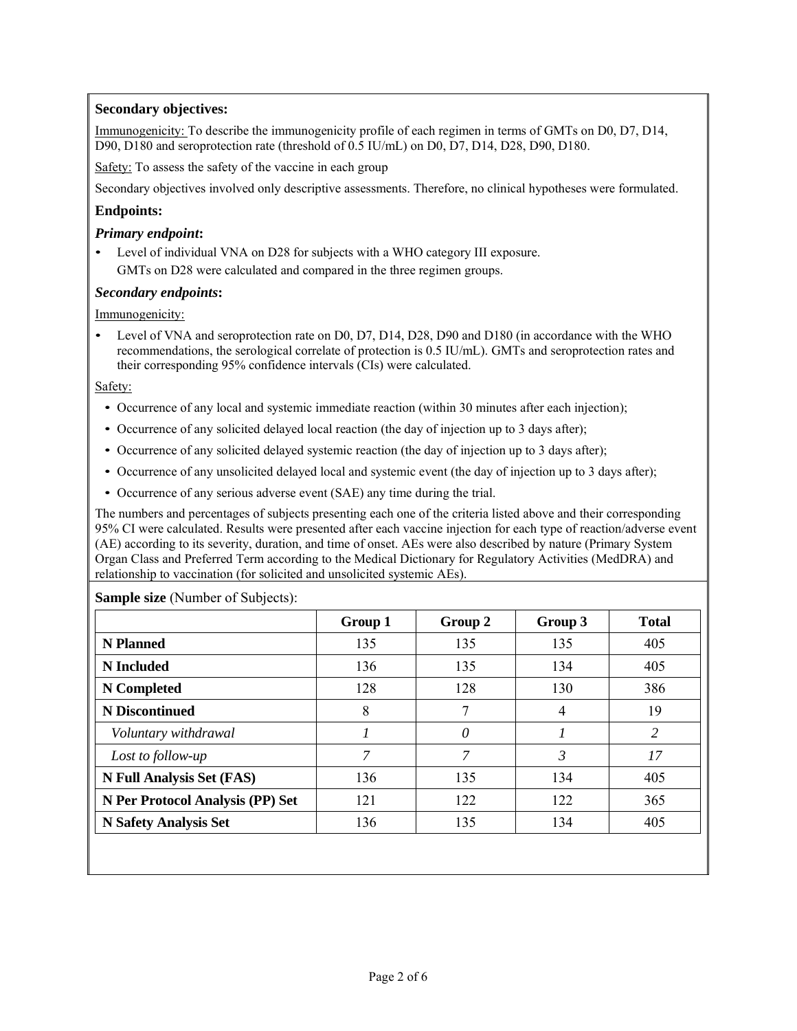**Secondary objectives:**

Immunogenicity: To describe the immunogenicity profile of each regimen in terms of GMTs on D0, D7, D14, D90, D180 and seroprotection rate (threshold of 0.5 IU/mL) on D0, D7, D14, D28, D90, D180.

Safety: To assess the safety of the vaccine in each group

Secondary objectives involved only descriptive assessments. Therefore, no clinical hypotheses were formulated.

### Endpoints:

#### *Primary endpoint*:

- Level of individual VNA on D28 for subjects with a WHO category III exposure.
  GMTs on D28 were calculated and compared in the three regimen groups.

#### *Secondary endpoints*:

Immunogenicity:

- Level of VNA and seroprotection rate on D0, D7, D14, D28, D90 and D180 (in accordance with the WHO recommendations, the serological correlate of protection is 0.5 IU/mL). GMTs and seroprotection rates and their corresponding 95% confidence intervals (CIs) were calculated.

Safety:

- Occurrence of any local and systemic immediate reaction (within 30 minutes after each injection);
- Occurrence of any solicited delayed local reaction (the day of injection up to 3 days after);
- Occurrence of any solicited delayed systemic reaction (the day of injection up to 3 days after);
- Occurrence of any unsolicited delayed local and systemic event (the day of injection up to 3 days after);
- Occurrence of any serious adverse event (SAE) any time during the trial.

The numbers and percentages of subjects presenting each one of the criteria listed above and their corresponding 95% CI were calculated. Results were presented after each vaccine injection for each type of reaction/adverse event (AE) according to its severity, duration, and time of onset. AEs were also described by nature (Primary System Organ Class and Preferred Term according to the Medical Dictionary for Regulatory Activities (MedDRA) and relationship to vaccination (for solicited and unsolicited systemic AEs).

**Sample size** (Number of Subjects):

| | Group 1 | Group 2 | Group 3 | Total |
|---|---|---|---|---|
| **N Planned** | 135 | 135 | 135 | 405 |
| **N Included** | 136 | 135 | 134 | 405 |
| **N Completed** | 128 | 128 | 130 | 386 |
| **N Discontinued** | 8 | 7 | 4 | 19 |
| *Voluntary withdrawal* | *1* | *0* | *1* | *2* |
| *Lost to follow-up* | *7* | *7* | *3* | *17* |
| **N Full Analysis Set (FAS)** | 136 | 135 | 134 | 405 |
| **N Per Protocol Analysis (PP) Set** | 121 | 122 | 122 | 365 |
| **N Safety Analysis Set** | 136 | 135 | 134 | 405 |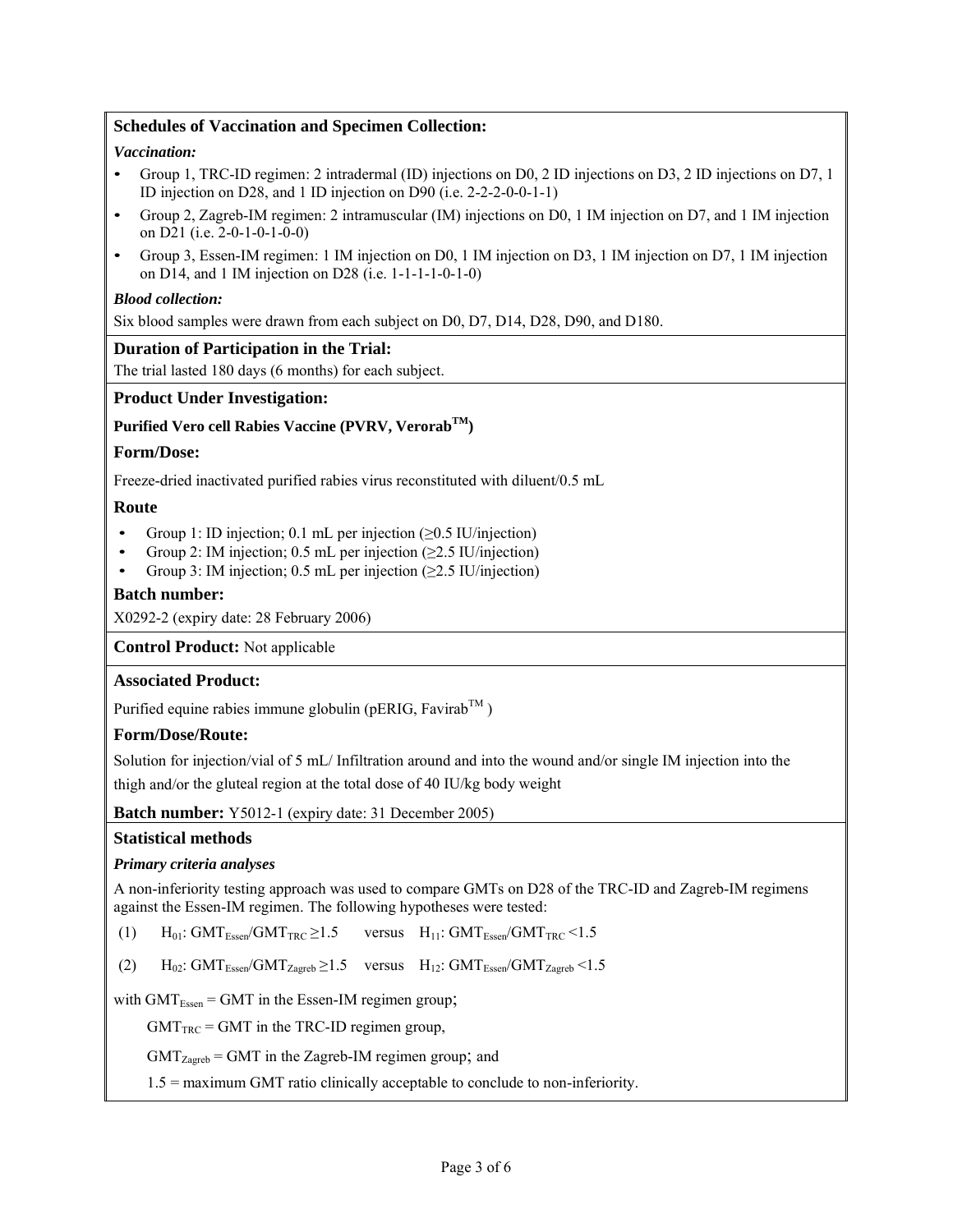## Schedules of Vaccination and Specimen Collection:

***Vaccination:***

- Group 1, TRC-ID regimen: 2 intradermal (ID) injections on D0, 2 ID injections on D3, 2 ID injections on D7, 1 ID injection on D28, and 1 ID injection on D90 (i.e. 2-2-2-0-0-1-1)
- Group 2, Zagreb-IM regimen: 2 intramuscular (IM) injections on D0, 1 IM injection on D7, and 1 IM injection on D21 (i.e. 2-0-1-0-1-0-0)
- Group 3, Essen-IM regimen: 1 IM injection on D0, 1 IM injection on D3, 1 IM injection on D7, 1 IM injection on D14, and 1 IM injection on D28 (i.e. 1-1-1-1-0-1-0)

***Blood collection:***

Six blood samples were drawn from each subject on D0, D7, D14, D28, D90, and D180.

## Duration of Participation in the Trial:

The trial lasted 180 days (6 months) for each subject.

## Product Under Investigation:

**Purified Vero cell Rabies Vaccine (PVRV, Verorab™)**

### Form/Dose:

Freeze-dried inactivated purified rabies virus reconstituted with diluent/0.5 mL

### Route

- Group 1: ID injection; 0.1 mL per injection (≥0.5 IU/injection)
- Group 2: IM injection; 0.5 mL per injection (≥2.5 IU/injection)
- Group 3: IM injection; 0.5 mL per injection (≥2.5 IU/injection)

### Batch number:

X0292-2 (expiry date: 28 February 2006)

**Control Product:** Not applicable

## Associated Product:

Purified equine rabies immune globulin (pERIG, Favirab™ )

### Form/Dose/Route:

Solution for injection/vial of 5 mL/ Infiltration around and into the wound and/or single IM injection into the thigh and/or the gluteal region at the total dose of 40 IU/kg body weight

**Batch number:** Y5012-1 (expiry date: 31 December 2005)

## Statistical methods

***Primary criteria analyses***

A non-inferiority testing approach was used to compare GMTs on D28 of the TRC-ID and Zagreb-IM regimens against the Essen-IM regimen. The following hypotheses were tested:

(1) $H_{01}$: $GMT_{Essen}/GMT_{TRC} \geq 1.5$ versus $H_{11}$: $GMT_{Essen}/GMT_{TRC} < 1.5$

(2) $H_{02}$: $GMT_{Essen}/GMT_{Zagreb} \geq 1.5$ versus $H_{12}$: $GMT_{Essen}/GMT_{Zagreb} < 1.5$

with $GMT_{Essen}$ = GMT in the Essen-IM regimen group;

$GMT_{TRC}$ = GMT in the TRC-ID regimen group,

$GMT_{Zagreb}$ = GMT in the Zagreb-IM regimen group; and

1.5 = maximum GMT ratio clinically acceptable to conclude to non-inferiority.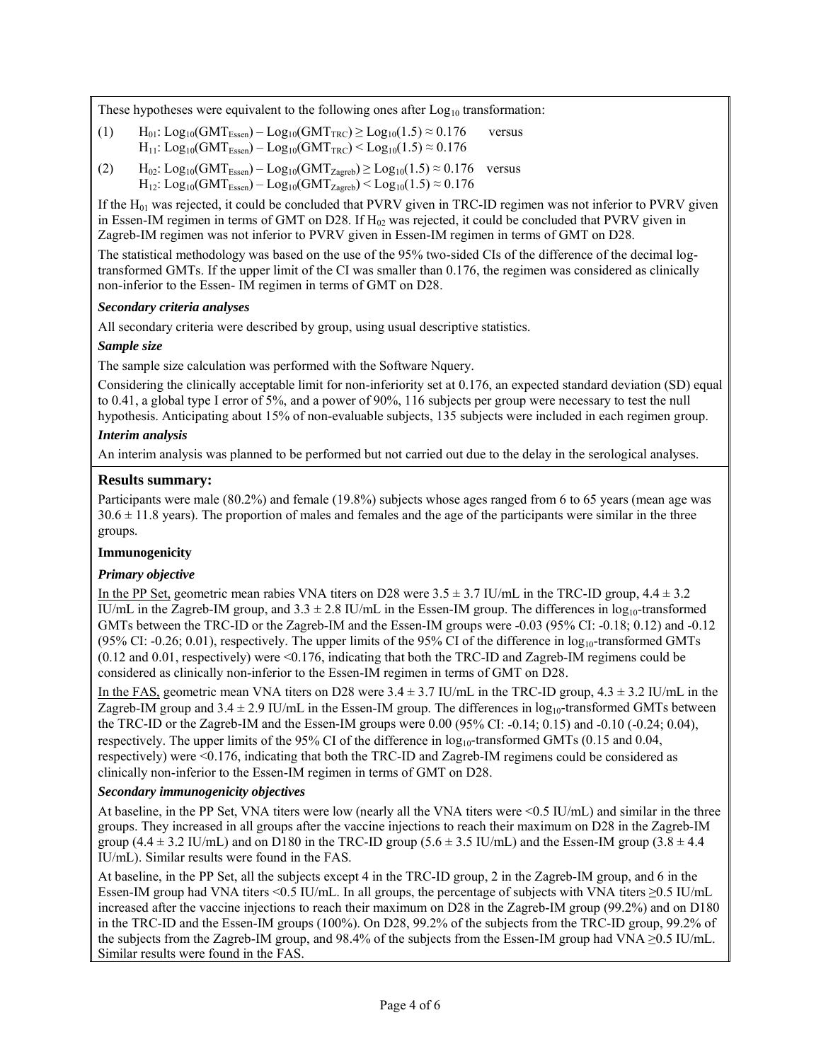These hypotheses were equivalent to the following ones after $Log_{10}$ transformation:

(1) $H_{01}$: $Log_{10}(GMT_{Essen}) – Log_{10}(GMT_{TRC}) \geq Log_{10}(1.5) \approx 0.176$ versus
$H_{11}$: $Log_{10}(GMT_{Essen}) – Log_{10}(GMT_{TRC}) < Log_{10}(1.5) \approx 0.176$

(2) $H_{02}$: $Log_{10}(GMT_{Essen}) – Log_{10}(GMT_{Zagreb}) \geq Log_{10}(1.5) \approx 0.176$ versus
$H_{12}$: $Log_{10}(GMT_{Essen}) – Log_{10}(GMT_{Zagreb}) < Log_{10}(1.5) \approx 0.176$

If the $H_{01}$ was rejected, it could be concluded that PVRV given in TRC-ID regimen was not inferior to PVRV given in Essen-IM regimen in terms of GMT on D28. If $H_{02}$ was rejected, it could be concluded that PVRV given in Zagreb-IM regimen was not inferior to PVRV given in Essen-IM regimen in terms of GMT on D28.

The statistical methodology was based on the use of the 95% two-sided CIs of the difference of the decimal log-transformed GMTs. If the upper limit of the CI was smaller than 0.176, the regimen was considered as clinically non-inferior to the Essen- IM regimen in terms of GMT on D28.

***Secondary criteria analyses***

All secondary criteria were described by group, using usual descriptive statistics.

***Sample size***

The sample size calculation was performed with the Software Nquery.

Considering the clinically acceptable limit for non-inferiority set at 0.176, an expected standard deviation (SD) equal to 0.41, a global type I error of 5%, and a power of 90%, 116 subjects per group were necessary to test the null hypothesis. Anticipating about 15% of non-evaluable subjects, 135 subjects were included in each regimen group.

***Interim analysis***

An interim analysis was planned to be performed but not carried out due to the delay in the serological analyses.

## Results summary:

Participants were male (80.2%) and female (19.8%) subjects whose ages ranged from 6 to 65 years (mean age was $30.6 \pm 11.8$ years). The proportion of males and females and the age of the participants were similar in the three groups.

**Immunogenicity**

***Primary objective***

In the PP Set, geometric mean rabies VNA titers on D28 were $3.5 \pm 3.7$ IU/mL in the TRC-ID group, $4.4 \pm 3.2$ IU/mL in the Zagreb-IM group, and $3.3 \pm 2.8$ IU/mL in the Essen-IM group. The differences in $\log_{10}$-transformed GMTs between the TRC-ID or the Zagreb-IM and the Essen-IM groups were -0.03 (95% CI: -0.18; 0.12) and -0.12 (95% CI: -0.26; 0.01), respectively. The upper limits of the 95% CI of the difference in $\log_{10}$-transformed GMTs (0.12 and 0.01, respectively) were <0.176, indicating that both the TRC-ID and Zagreb-IM regimens could be considered as clinically non-inferior to the Essen-IM regimen in terms of GMT on D28.

In the FAS, geometric mean VNA titers on D28 were $3.4 \pm 3.7$ IU/mL in the TRC-ID group, $4.3 \pm 3.2$ IU/mL in the Zagreb-IM group and $3.4 \pm 2.9$ IU/mL in the Essen-IM group. The differences in $\log_{10}$-transformed GMTs between the TRC-ID or the Zagreb-IM and the Essen-IM groups were 0.00 (95% CI: -0.14; 0.15) and -0.10 (-0.24; 0.04), respectively. The upper limits of the 95% CI of the difference in $\log_{10}$-transformed GMTs (0.15 and 0.04, respectively) were <0.176, indicating that both the TRC-ID and Zagreb-IM regimens could be considered as clinically non-inferior to the Essen-IM regimen in terms of GMT on D28.

***Secondary immunogenicity objectives***

At baseline, in the PP Set, VNA titers were low (nearly all the VNA titers were <0.5 IU/mL) and similar in the three groups. They increased in all groups after the vaccine injections to reach their maximum on D28 in the Zagreb-IM group ($4.4 \pm 3.2$ IU/mL) and on D180 in the TRC-ID group ($5.6 \pm 3.5$ IU/mL) and the Essen-IM group ($3.8 \pm 4.4$ IU/mL). Similar results were found in the FAS.

At baseline, in the PP Set, all the subjects except 4 in the TRC-ID group, 2 in the Zagreb-IM group, and 6 in the Essen-IM group had VNA titers <0.5 IU/mL. In all groups, the percentage of subjects with VNA titers ≥0.5 IU/mL increased after the vaccine injections to reach their maximum on D28 in the Zagreb-IM group (99.2%) and on D180 in the TRC-ID and the Essen-IM groups (100%). On D28, 99.2% of the subjects from the TRC-ID group, 99.2% of the subjects from the Zagreb-IM group, and 98.4% of the subjects from the Essen-IM group had VNA ≥0.5 IU/mL. Similar results were found in the FAS.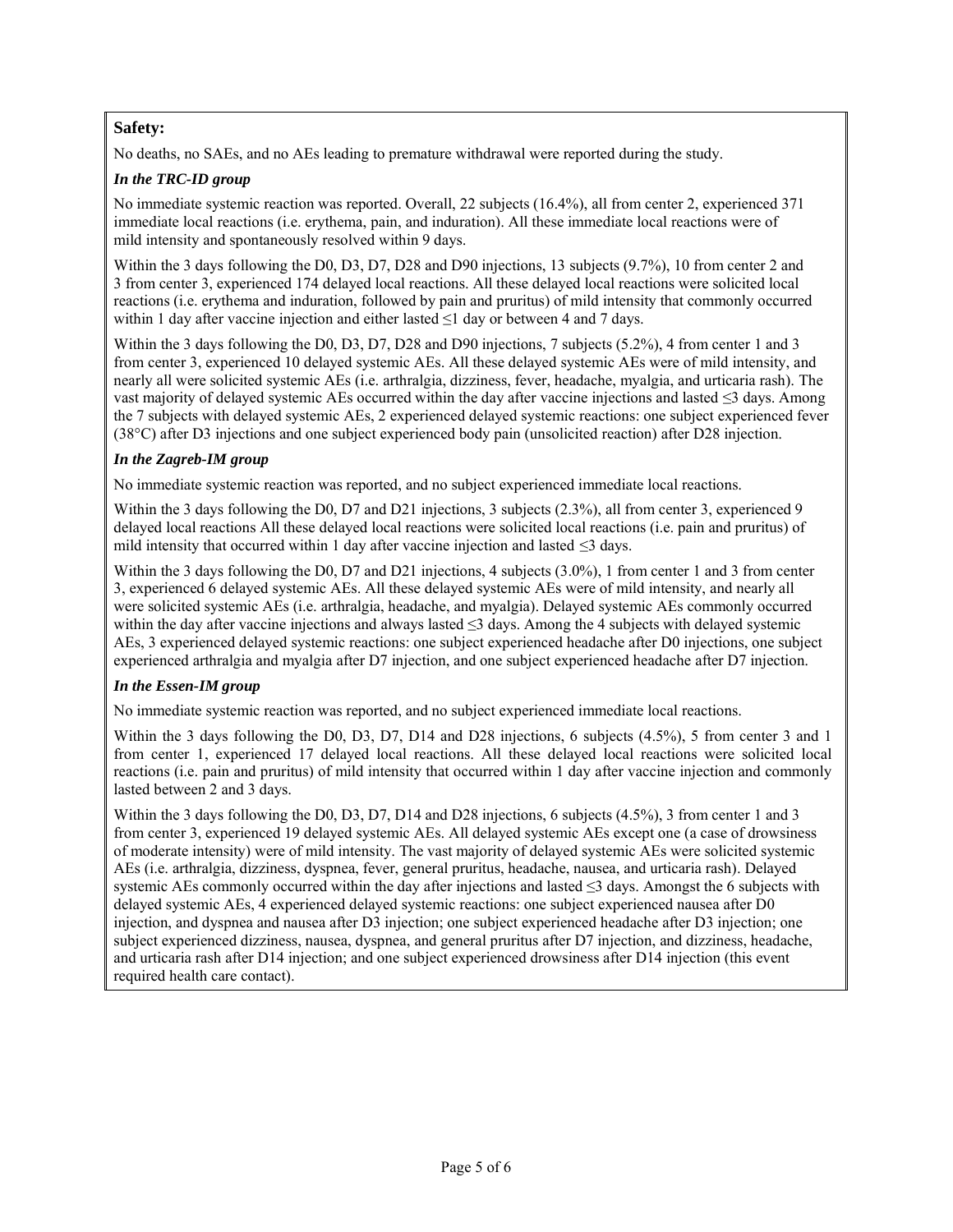**Safety:**

No deaths, no SAEs, and no AEs leading to premature withdrawal were reported during the study.

***In the TRC-ID group***

No immediate systemic reaction was reported. Overall, 22 subjects (16.4%), all from center 2, experienced 371 immediate local reactions (i.e. erythema, pain, and induration). All these immediate local reactions were of mild intensity and spontaneously resolved within 9 days.

Within the 3 days following the D0, D3, D7, D28 and D90 injections, 13 subjects (9.7%), 10 from center 2 and 3 from center 3, experienced 174 delayed local reactions. All these delayed local reactions were solicited local reactions (i.e. erythema and induration, followed by pain and pruritus) of mild intensity that commonly occurred within 1 day after vaccine injection and either lasted ≤1 day or between 4 and 7 days.

Within the 3 days following the D0, D3, D7, D28 and D90 injections, 7 subjects (5.2%), 4 from center 1 and 3 from center 3, experienced 10 delayed systemic AEs. All these delayed systemic AEs were of mild intensity, and nearly all were solicited systemic AEs (i.e. arthralgia, dizziness, fever, headache, myalgia, and urticaria rash). The vast majority of delayed systemic AEs occurred within the day after vaccine injections and lasted ≤3 days. Among the 7 subjects with delayed systemic AEs, 2 experienced delayed systemic reactions: one subject experienced fever (38°C) after D3 injections and one subject experienced body pain (unsolicited reaction) after D28 injection.

***In the Zagreb-IM group***

No immediate systemic reaction was reported, and no subject experienced immediate local reactions.

Within the 3 days following the D0, D7 and D21 injections, 3 subjects (2.3%), all from center 3, experienced 9 delayed local reactions All these delayed local reactions were solicited local reactions (i.e. pain and pruritus) of mild intensity that occurred within 1 day after vaccine injection and lasted ≤3 days.

Within the 3 days following the D0, D7 and D21 injections, 4 subjects (3.0%), 1 from center 1 and 3 from center 3, experienced 6 delayed systemic AEs. All these delayed systemic AEs were of mild intensity, and nearly all were solicited systemic AEs (i.e. arthralgia, headache, and myalgia). Delayed systemic AEs commonly occurred within the day after vaccine injections and always lasted ≤3 days. Among the 4 subjects with delayed systemic AEs, 3 experienced delayed systemic reactions: one subject experienced headache after D0 injections, one subject experienced arthralgia and myalgia after D7 injection, and one subject experienced headache after D7 injection.

***In the Essen-IM group***

No immediate systemic reaction was reported, and no subject experienced immediate local reactions.

Within the 3 days following the D0, D3, D7, D14 and D28 injections, 6 subjects (4.5%), 5 from center 3 and 1 from center 1, experienced 17 delayed local reactions. All these delayed local reactions were solicited local reactions (i.e. pain and pruritus) of mild intensity that occurred within 1 day after vaccine injection and commonly lasted between 2 and 3 days.

Within the 3 days following the D0, D3, D7, D14 and D28 injections, 6 subjects (4.5%), 3 from center 1 and 3 from center 3, experienced 19 delayed systemic AEs. All delayed systemic AEs except one (a case of drowsiness of moderate intensity) were of mild intensity. The vast majority of delayed systemic AEs were solicited systemic AEs (i.e. arthralgia, dizziness, dyspnea, fever, general pruritus, headache, nausea, and urticaria rash). Delayed systemic AEs commonly occurred within the day after injections and lasted ≤3 days. Amongst the 6 subjects with delayed systemic AEs, 4 experienced delayed systemic reactions: one subject experienced nausea after D0 injection, and dyspnea and nausea after D3 injection; one subject experienced headache after D3 injection; one subject experienced dizziness, nausea, dyspnea, and general pruritus after D7 injection, and dizziness, headache, and urticaria rash after D14 injection; and one subject experienced drowsiness after D14 injection (this event required health care contact).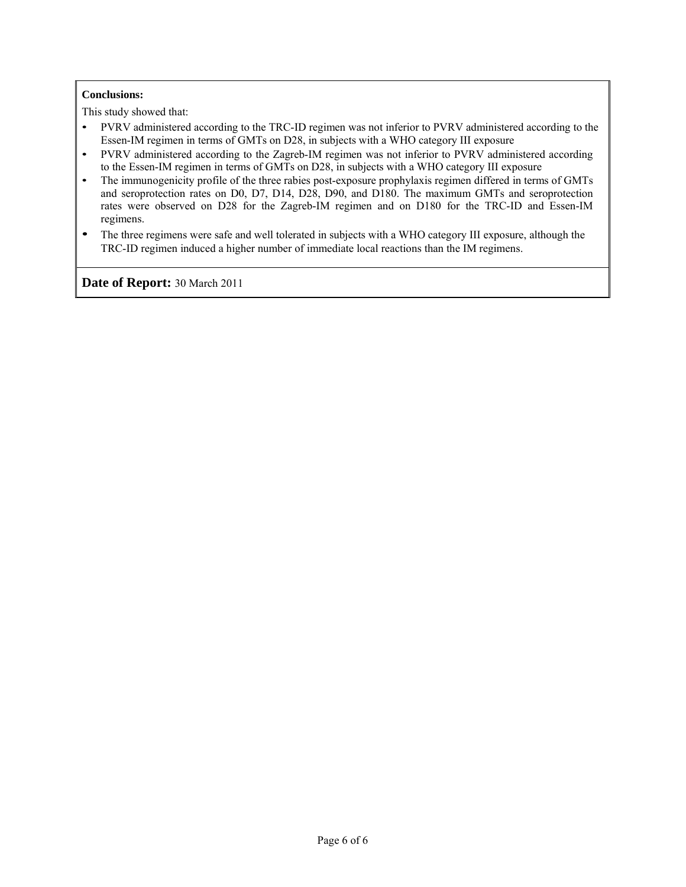**Conclusions:**

This study showed that:

- PVRV administered according to the TRC-ID regimen was not inferior to PVRV administered according to the Essen-IM regimen in terms of GMTs on D28, in subjects with a WHO category III exposure
- PVRV administered according to the Zagreb-IM regimen was not inferior to PVRV administered according to the Essen-IM regimen in terms of GMTs on D28, in subjects with a WHO category III exposure
- The immunogenicity profile of the three rabies post-exposure prophylaxis regimen differed in terms of GMTs and seroprotection rates on D0, D7, D14, D28, D90, and D180. The maximum GMTs and seroprotection rates were observed on D28 for the Zagreb-IM regimen and on D180 for the TRC-ID and Essen-IM regimens.
- The three regimens were safe and well tolerated in subjects with a WHO category III exposure, although the TRC-ID regimen induced a higher number of immediate local reactions than the IM regimens.

**Date of Report:** 30 March 2011